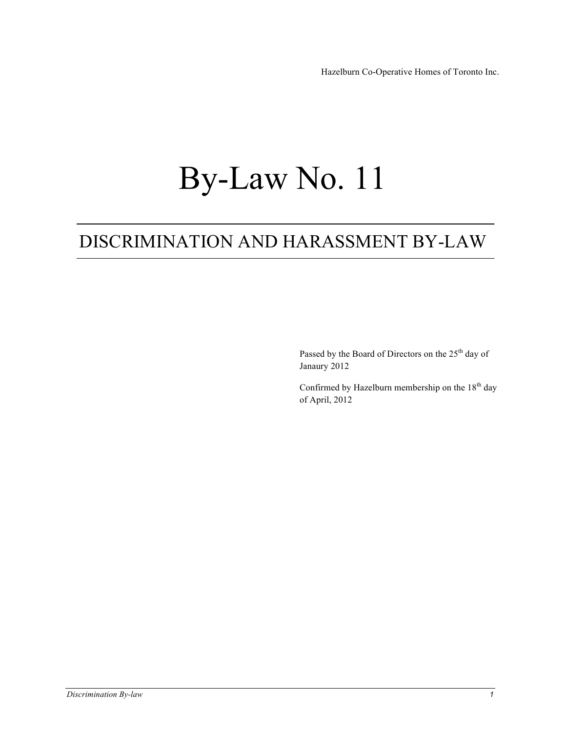Hazelburn Co-Operative Homes of Toronto Inc.

# By-Law No. 11

## DISCRIMINATION AND HARASSMENT BY-LAW

Passed by the Board of Directors on the 25th day of Janaury 2012

Confirmed by Hazelburn membership on the 18th day of April, 2012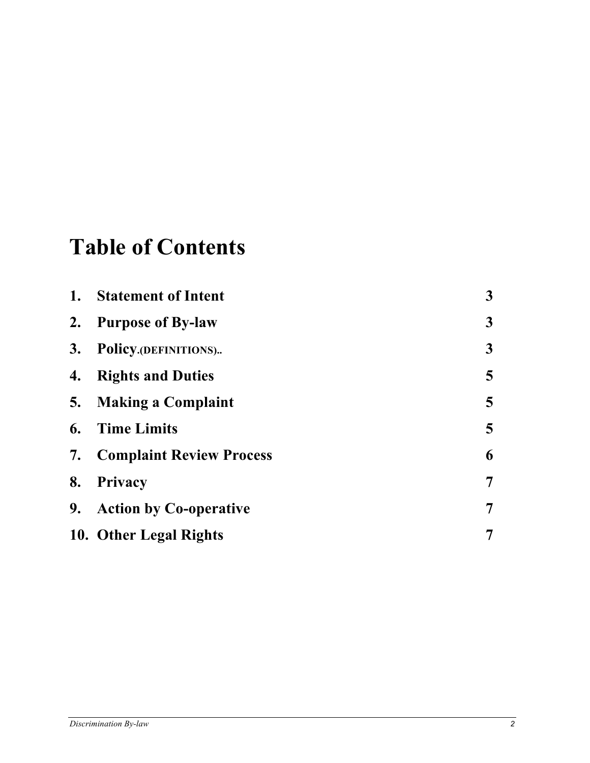# Table of Contents

| | | |
|---|---|---|
| **1.** | **Statement of Intent** | **3** |
| **2.** | **Purpose of By-law** | **3** |
| **3.** | **Policy.(DEFINITIONS)..** | **3** |
| **4.** | **Rights and Duties** | **5** |
| **5.** | **Making a Complaint** | **5** |
| **6.** | **Time Limits** | **5** |
| **7.** | **Complaint Review Process** | **6** |
| **8.** | **Privacy** | **7** |
| **9.** | **Action by Co-operative** | **7** |
| **10.** | **Other Legal Rights** | **7** |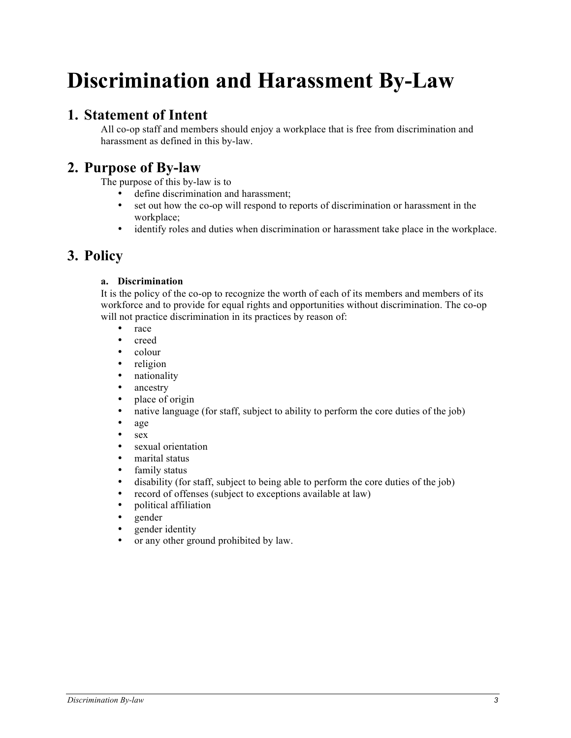# Discrimination and Harassment By-Law

## 1. Statement of Intent

All co-op staff and members should enjoy a workplace that is free from discrimination and harassment as defined in this by-law.

## 2. Purpose of By-law

The purpose of this by-law is to

- define discrimination and harassment;
- set out how the co-op will respond to reports of discrimination or harassment in the workplace;
- identify roles and duties when discrimination or harassment take place in the workplace.

## 3. Policy

### a. Discrimination

It is the policy of the co-op to recognize the worth of each of its members and members of its workforce and to provide for equal rights and opportunities without discrimination. The co-op will not practice discrimination in its practices by reason of:

- race
- creed
- colour
- religion
- nationality
- ancestry
- place of origin
- native language (for staff, subject to ability to perform the core duties of the job)
- age
- sex
- sexual orientation
- marital status
- family status
- disability (for staff, subject to being able to perform the core duties of the job)
- record of offenses (subject to exceptions available at law)
- political affiliation
- gender
- gender identity
- or any other ground prohibited by law.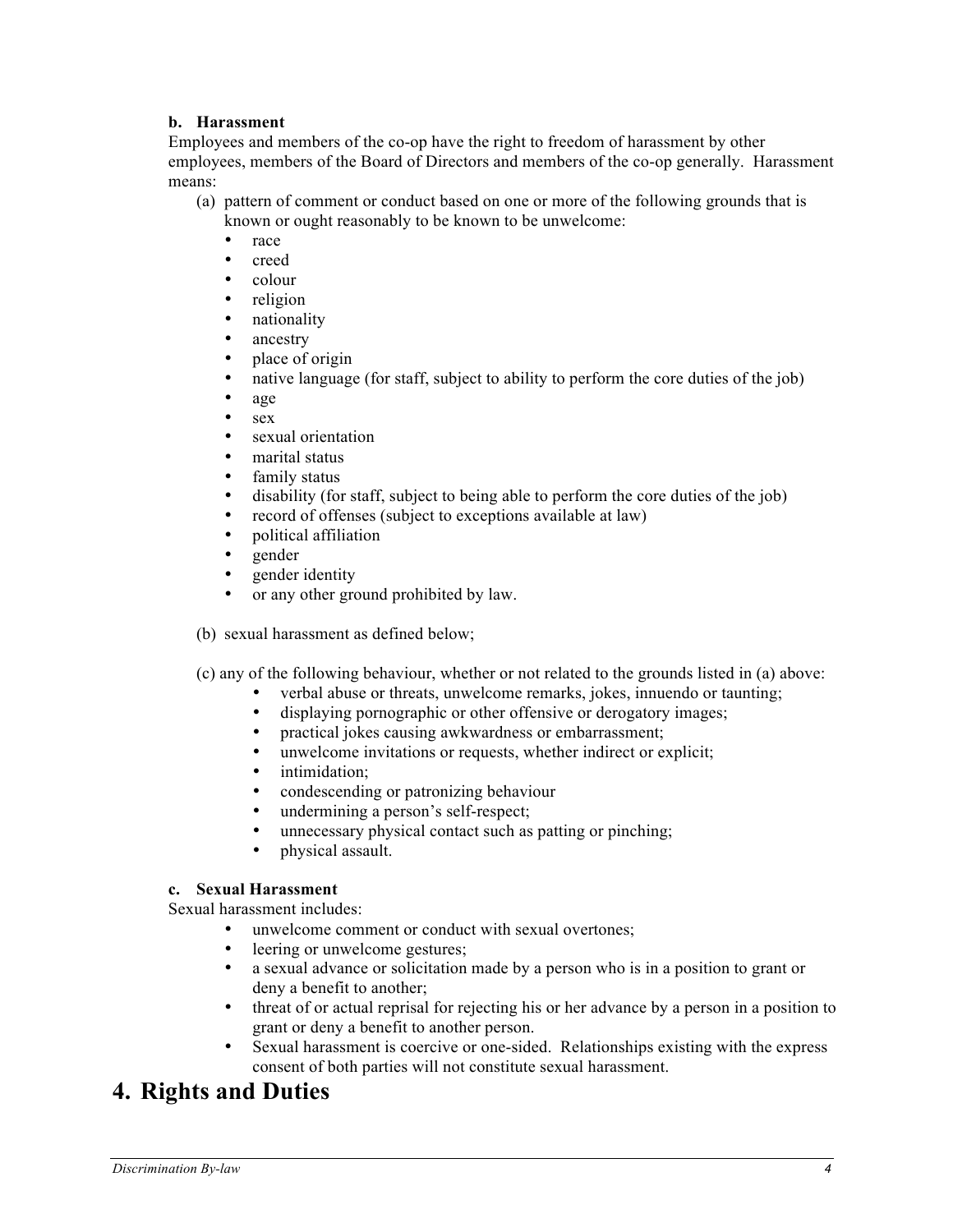**b. Harassment**

Employees and members of the co-op have the right to freedom of harassment by other employees, members of the Board of Directors and members of the co-op generally. Harassment means:

(a) pattern of comment or conduct based on one or more of the following grounds that is known or ought reasonably to be known to be unwelcome:

- race
- creed
- colour
- religion
- nationality
- ancestry
- place of origin
- native language (for staff, subject to ability to perform the core duties of the job)
- age
- sex
- sexual orientation
- marital status
- family status
- disability (for staff, subject to being able to perform the core duties of the job)
- record of offenses (subject to exceptions available at law)
- political affiliation
- gender
- gender identity
- or any other ground prohibited by law.

(b) sexual harassment as defined below;

(c) any of the following behaviour, whether or not related to the grounds listed in (a) above:

- verbal abuse or threats, unwelcome remarks, jokes, innuendo or taunting;
- displaying pornographic or other offensive or derogatory images;
- practical jokes causing awkwardness or embarrassment;
- unwelcome invitations or requests, whether indirect or explicit;
- intimidation;
- condescending or patronizing behaviour
- undermining a person's self-respect;
- unnecessary physical contact such as patting or pinching;
- physical assault.

**c. Sexual Harassment**

Sexual harassment includes:

- unwelcome comment or conduct with sexual overtones;
- leering or unwelcome gestures;
- a sexual advance or solicitation made by a person who is in a position to grant or deny a benefit to another;
- threat of or actual reprisal for rejecting his or her advance by a person in a position to grant or deny a benefit to another person.
- Sexual harassment is coercive or one-sided. Relationships existing with the express consent of both parties will not constitute sexual harassment.

# 4. Rights and Duties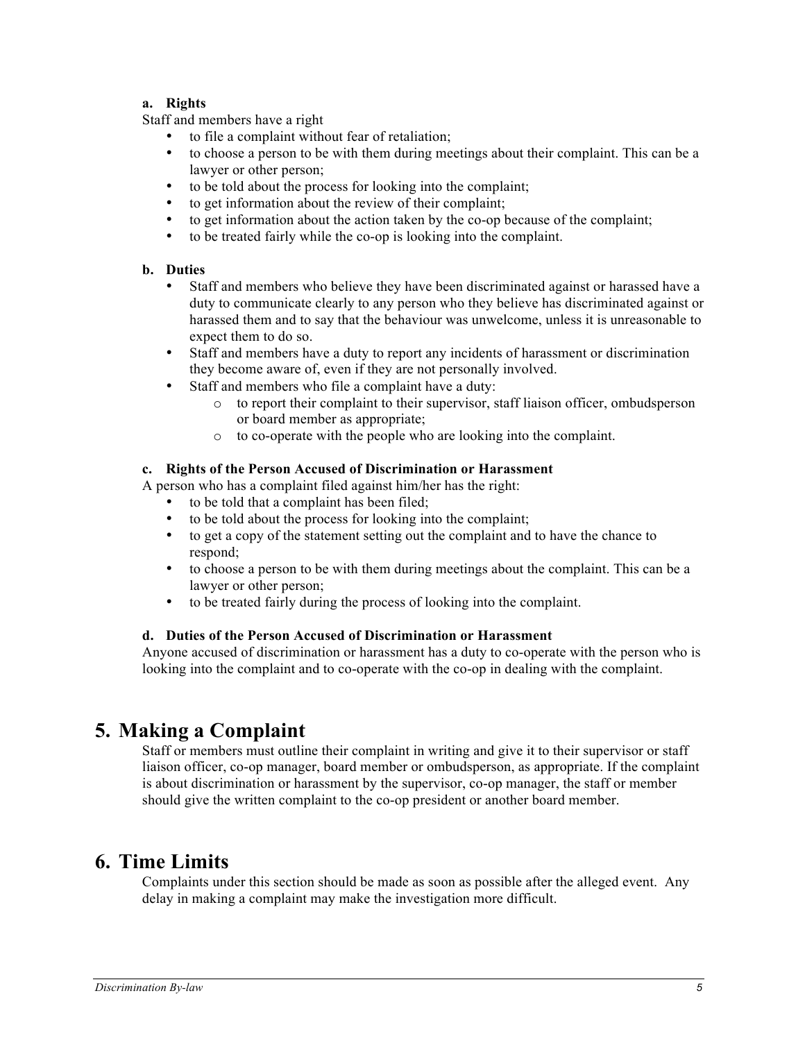**a. Rights**

Staff and members have a right

- to file a complaint without fear of retaliation;
- to choose a person to be with them during meetings about their complaint. This can be a lawyer or other person;
- to be told about the process for looking into the complaint;
- to get information about the review of their complaint;
- to get information about the action taken by the co-op because of the complaint;
- to be treated fairly while the co-op is looking into the complaint.

**b. Duties**

- Staff and members who believe they have been discriminated against or harassed have a duty to communicate clearly to any person who they believe has discriminated against or harassed them and to say that the behaviour was unwelcome, unless it is unreasonable to expect them to do so.
- Staff and members have a duty to report any incidents of harassment or discrimination they become aware of, even if they are not personally involved.
- Staff and members who file a complaint have a duty:
  - to report their complaint to their supervisor, staff liaison officer, ombudsperson or board member as appropriate;
  - to co-operate with the people who are looking into the complaint.

**c. Rights of the Person Accused of Discrimination or Harassment**

A person who has a complaint filed against him/her has the right:

- to be told that a complaint has been filed;
- to be told about the process for looking into the complaint;
- to get a copy of the statement setting out the complaint and to have the chance to respond;
- to choose a person to be with them during meetings about the complaint. This can be a lawyer or other person;
- to be treated fairly during the process of looking into the complaint.

**d. Duties of the Person Accused of Discrimination or Harassment**

Anyone accused of discrimination or harassment has a duty to co-operate with the person who is looking into the complaint and to co-operate with the co-op in dealing with the complaint.

# 5. Making a Complaint

Staff or members must outline their complaint in writing and give it to their supervisor or staff liaison officer, co-op manager, board member or ombudsperson, as appropriate. If the complaint is about discrimination or harassment by the supervisor, co-op manager, the staff or member should give the written complaint to the co-op president or another board member.

# 6. Time Limits

Complaints under this section should be made as soon as possible after the alleged event. Any delay in making a complaint may make the investigation more difficult.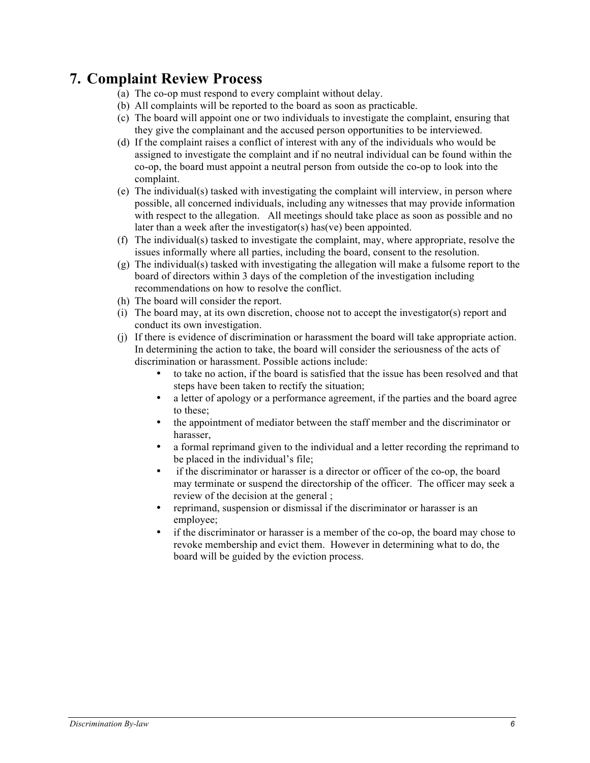## 7. Complaint Review Process

(a) The co-op must respond to every complaint without delay.

(b) All complaints will be reported to the board as soon as practicable.

(c) The board will appoint one or two individuals to investigate the complaint, ensuring that they give the complainant and the accused person opportunities to be interviewed.

(d) If the complaint raises a conflict of interest with any of the individuals who would be assigned to investigate the complaint and if no neutral individual can be found within the co-op, the board must appoint a neutral person from outside the co-op to look into the complaint.

(e) The individual(s) tasked with investigating the complaint will interview, in person where possible, all concerned individuals, including any witnesses that may provide information with respect to the allegation. All meetings should take place as soon as possible and no later than a week after the investigator(s) has(ve) been appointed.

(f) The individual(s) tasked to investigate the complaint, may, where appropriate, resolve the issues informally where all parties, including the board, consent to the resolution.

(g) The individual(s) tasked with investigating the allegation will make a fulsome report to the board of directors within 3 days of the completion of the investigation including recommendations on how to resolve the conflict.

(h) The board will consider the report.

(i) The board may, at its own discretion, choose not to accept the investigator(s) report and conduct its own investigation.

(j) If there is evidence of discrimination or harassment the board will take appropriate action. In determining the action to take, the board will consider the seriousness of the acts of discrimination or harassment. Possible actions include:

- to take no action, if the board is satisfied that the issue has been resolved and that steps have been taken to rectify the situation;
- a letter of apology or a performance agreement, if the parties and the board agree to these;
- the appointment of mediator between the staff member and the discriminator or harasser,
- a formal reprimand given to the individual and a letter recording the reprimand to be placed in the individual's file;
- if the discriminator or harasser is a director or officer of the co-op, the board may terminate or suspend the directorship of the officer. The officer may seek a review of the decision at the general ;
- reprimand, suspension or dismissal if the discriminator or harasser is an employee;
- if the discriminator or harasser is a member of the co-op, the board may chose to revoke membership and evict them. However in determining what to do, the board will be guided by the eviction process.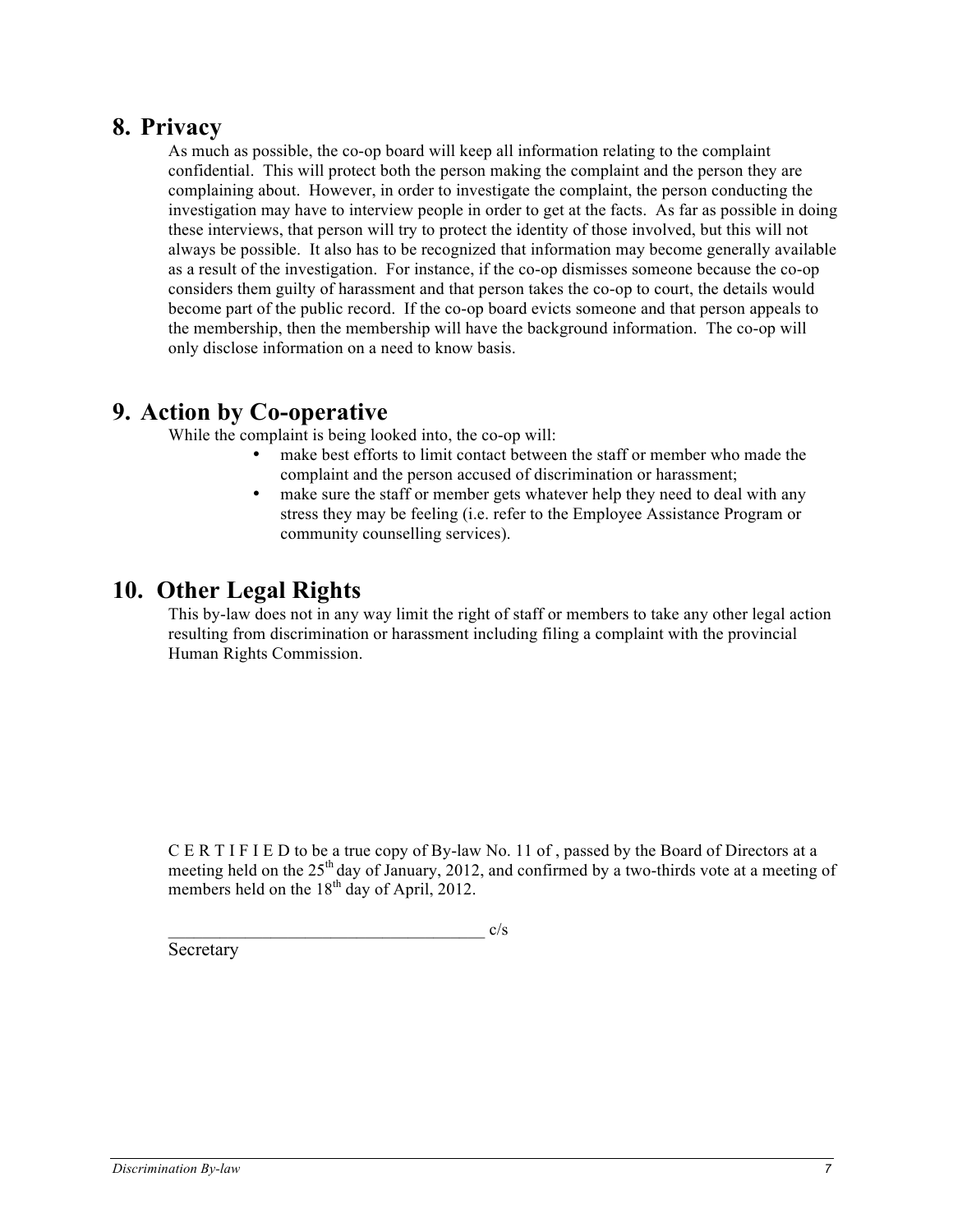## 8. Privacy

As much as possible, the co-op board will keep all information relating to the complaint confidential. This will protect both the person making the complaint and the person they are complaining about. However, in order to investigate the complaint, the person conducting the investigation may have to interview people in order to get at the facts. As far as possible in doing these interviews, that person will try to protect the identity of those involved, but this will not always be possible. It also has to be recognized that information may become generally available as a result of the investigation. For instance, if the co-op dismisses someone because the co-op considers them guilty of harassment and that person takes the co-op to court, the details would become part of the public record. If the co-op board evicts someone and that person appeals to the membership, then the membership will have the background information. The co-op will only disclose information on a need to know basis.

## 9. Action by Co-operative

While the complaint is being looked into, the co-op will:

- make best efforts to limit contact between the staff or member who made the complaint and the person accused of discrimination or harassment;
- make sure the staff or member gets whatever help they need to deal with any stress they may be feeling (i.e. refer to the Employee Assistance Program or community counselling services).

## 10. Other Legal Rights

This by-law does not in any way limit the right of staff or members to take any other legal action resulting from discrimination or harassment including filing a complaint with the provincial Human Rights Commission.

C E R T I F I E D to be a true copy of By-law No. 11 of , passed by the Board of Directors at a meeting held on the 25th day of January, 2012, and confirmed by a two-thirds vote at a meeting of members held on the 18th day of April, 2012.

____________________________________ c/s

Secretary